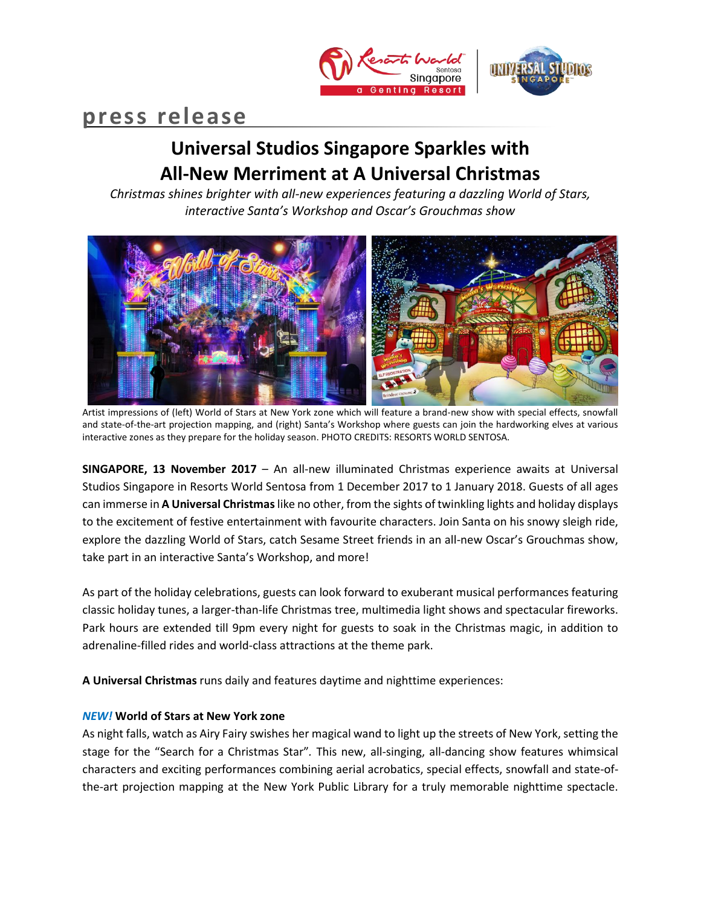press release

# Universal Studios Singapore Sparkles with All-New Merriment at A Universal Christmas

*Christmas shines brighter with all-new experiences featuring a dazzling World of Stars, interactive Santa's Workshop and Oscar's Grouchmas show*

Artist impressions of (left) World of Stars at New York zone which will feature a brand-new show with special effects, snowfall and state-of-the-art projection mapping, and (right) Santa's Workshop where guests can join the hardworking elves at various interactive zones as they prepare for the holiday season. PHOTO CREDITS: RESORTS WORLD SENTOSA.

**SINGAPORE, 13 November 2017** – An all-new illuminated Christmas experience awaits at Universal Studios Singapore in Resorts World Sentosa from 1 December 2017 to 1 January 2018. Guests of all ages can immerse in **A Universal Christmas** like no other, from the sights of twinkling lights and holiday displays to the excitement of festive entertainment with favourite characters. Join Santa on his snowy sleigh ride, explore the dazzling World of Stars, catch Sesame Street friends in an all-new Oscar's Grouchmas show, take part in an interactive Santa's Workshop, and more!

As part of the holiday celebrations, guests can look forward to exuberant musical performances featuring classic holiday tunes, a larger-than-life Christmas tree, multimedia light shows and spectacular fireworks. Park hours are extended till 9pm every night for guests to soak in the Christmas magic, in addition to adrenaline-filled rides and world-class attractions at the theme park.

**A Universal Christmas** runs daily and features daytime and nighttime experiences:

***NEW!*** **World of Stars at New York zone**

As night falls, watch as Airy Fairy swishes her magical wand to light up the streets of New York, setting the stage for the "Search for a Christmas Star". This new, all-singing, all-dancing show features whimsical characters and exciting performances combining aerial acrobatics, special effects, snowfall and state-of-the-art projection mapping at the New York Public Library for a truly memorable nighttime spectacle.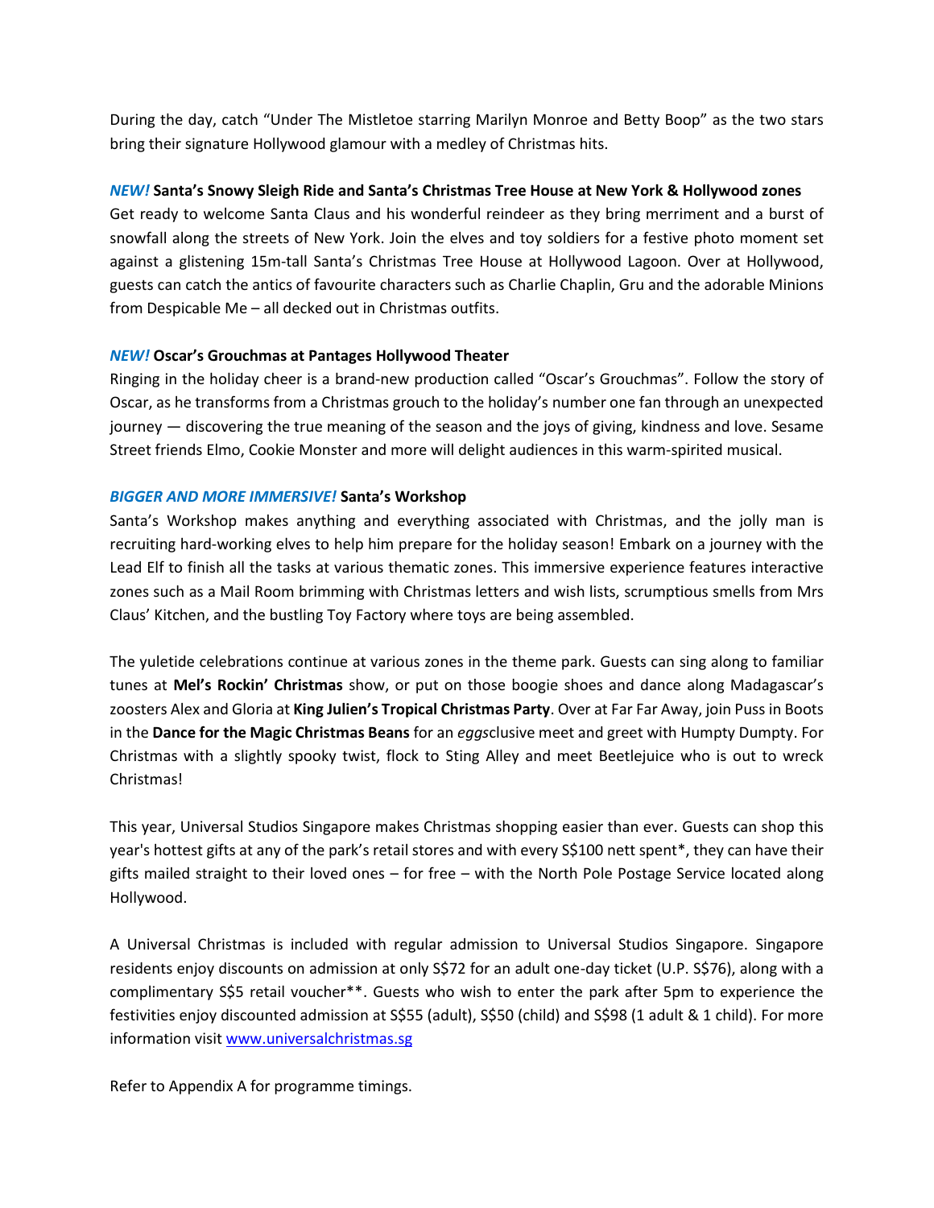During the day, catch "Under The Mistletoe starring Marilyn Monroe and Betty Boop" as the two stars bring their signature Hollywood glamour with a medley of Christmas hits.

***NEW!*** **Santa's Snowy Sleigh Ride and Santa's Christmas Tree House at New York & Hollywood zones**
Get ready to welcome Santa Claus and his wonderful reindeer as they bring merriment and a burst of snowfall along the streets of New York. Join the elves and toy soldiers for a festive photo moment set against a glistening 15m-tall Santa's Christmas Tree House at Hollywood Lagoon. Over at Hollywood, guests can catch the antics of favourite characters such as Charlie Chaplin, Gru and the adorable Minions from Despicable Me – all decked out in Christmas outfits.

***NEW!*** **Oscar's Grouchmas at Pantages Hollywood Theater**
Ringing in the holiday cheer is a brand-new production called "Oscar's Grouchmas". Follow the story of Oscar, as he transforms from a Christmas grouch to the holiday's number one fan through an unexpected journey — discovering the true meaning of the season and the joys of giving, kindness and love. Sesame Street friends Elmo, Cookie Monster and more will delight audiences in this warm-spirited musical.

***BIGGER AND MORE IMMERSIVE!*** **Santa's Workshop**
Santa's Workshop makes anything and everything associated with Christmas, and the jolly man is recruiting hard-working elves to help him prepare for the holiday season! Embark on a journey with the Lead Elf to finish all the tasks at various thematic zones. This immersive experience features interactive zones such as a Mail Room brimming with Christmas letters and wish lists, scrumptious smells from Mrs Claus' Kitchen, and the bustling Toy Factory where toys are being assembled.

The yuletide celebrations continue at various zones in the theme park. Guests can sing along to familiar tunes at **Mel's Rockin' Christmas** show, or put on those boogie shoes and dance along Madagascar's zoosters Alex and Gloria at **King Julien's Tropical Christmas Party**. Over at Far Far Away, join Puss in Boots in the **Dance for the Magic Christmas Beans** for an *eggs*clusive meet and greet with Humpty Dumpty. For Christmas with a slightly spooky twist, flock to Sting Alley and meet Beetlejuice who is out to wreck Christmas!

This year, Universal Studios Singapore makes Christmas shopping easier than ever. Guests can shop this year's hottest gifts at any of the park's retail stores and with every S$100 nett spent*, they can have their gifts mailed straight to their loved ones – for free – with the North Pole Postage Service located along Hollywood.

A Universal Christmas is included with regular admission to Universal Studios Singapore. Singapore residents enjoy discounts on admission at only S$72 for an adult one-day ticket (U.P. S$76), along with a complimentary S$5 retail voucher**. Guests who wish to enter the park after 5pm to experience the festivities enjoy discounted admission at S$55 (adult), S$50 (child) and S$98 (1 adult & 1 child). For more information visit [www.universalchristmas.sg](www.universalchristmas.sg)

Refer to Appendix A for programme timings.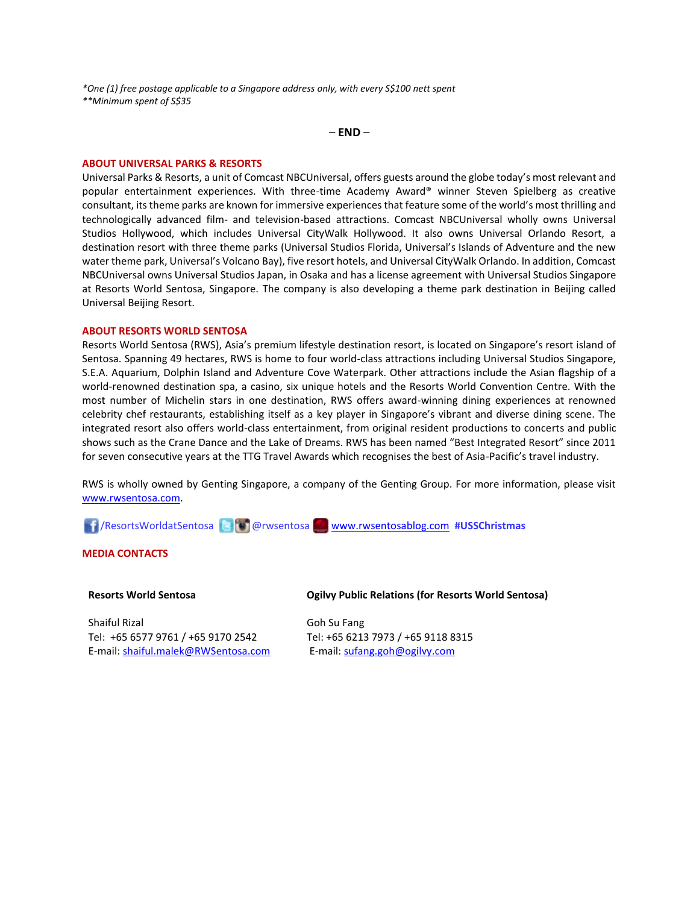*\*One (1) free postage applicable to a Singapore address only, with every S$100 nett spent*
*\*\*Minimum spent of S$35*

**– END –**

## ABOUT UNIVERSAL PARKS & RESORTS

Universal Parks & Resorts, a unit of Comcast NBCUniversal, offers guests around the globe today's most relevant and popular entertainment experiences. With three-time Academy Award® winner Steven Spielberg as creative consultant, its theme parks are known for immersive experiences that feature some of the world's most thrilling and technologically advanced film- and television-based attractions. Comcast NBCUniversal wholly owns Universal Studios Hollywood, which includes Universal CityWalk Hollywood. It also owns Universal Orlando Resort, a destination resort with three theme parks (Universal Studios Florida, Universal's Islands of Adventure and the new water theme park, Universal's Volcano Bay), five resort hotels, and Universal CityWalk Orlando. In addition, Comcast NBCUniversal owns Universal Studios Japan, in Osaka and has a license agreement with Universal Studios Singapore at Resorts World Sentosa, Singapore. The company is also developing a theme park destination in Beijing called Universal Beijing Resort.

## ABOUT RESORTS WORLD SENTOSA

Resorts World Sentosa (RWS), Asia's premium lifestyle destination resort, is located on Singapore's resort island of Sentosa. Spanning 49 hectares, RWS is home to four world-class attractions including Universal Studios Singapore, S.E.A. Aquarium, Dolphin Island and Adventure Cove Waterpark. Other attractions include the Asian flagship of a world-renowned destination spa, a casino, six unique hotels and the Resorts World Convention Centre. With the most number of Michelin stars in one destination, RWS offers award-winning dining experiences at renowned celebrity chef restaurants, establishing itself as a key player in Singapore's vibrant and diverse dining scene. The integrated resort also offers world-class entertainment, from original resident productions to concerts and public shows such as the Crane Dance and the Lake of Dreams. RWS has been named "Best Integrated Resort" since 2011 for seven consecutive years at the TTG Travel Awards which recognises the best of Asia-Pacific's travel industry.

RWS is wholly owned by Genting Singapore, a company of the Genting Group. For more information, please visit www.rwsentosa.com.

/ResortsWorldatSentosa @rwsentosa www.rwsentosablog.com **#USSChristmas**

## MEDIA CONTACTS

**Resorts World Sentosa**

Shaiful Rizal
Tel: +65 6577 9761 / +65 9170 2542
E-mail: shaiful.malek@RWSentosa.com

**Ogilvy Public Relations (for Resorts World Sentosa)**

Goh Su Fang
Tel: +65 6213 7973 / +65 9118 8315
E-mail: sufang.goh@ogilvy.com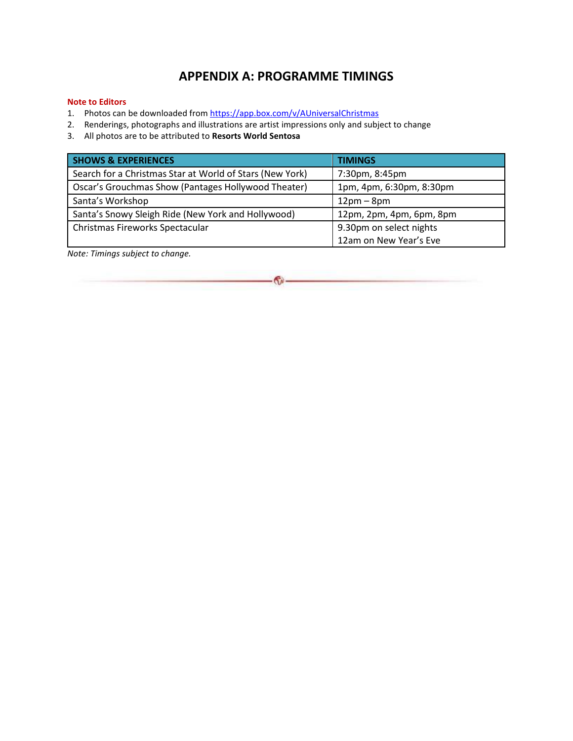# APPENDIX A: PROGRAMME TIMINGS

**Note to Editors**

1. Photos can be downloaded from https://app.box.com/v/AUniversalChristmas
2. Renderings, photographs and illustrations are artist impressions only and subject to change
3. All photos are to be attributed to **Resorts World Sentosa**

| SHOWS & EXPERIENCES | TIMINGS |
|---|---|
| Search for a Christmas Star at World of Stars (New York) | 7:30pm, 8:45pm |
| Oscar's Grouchmas Show (Pantages Hollywood Theater) | 1pm, 4pm, 6:30pm, 8:30pm |
| Santa's Workshop | 12pm – 8pm |
| Santa's Snowy Sleigh Ride (New York and Hollywood) | 12pm, 2pm, 4pm, 6pm, 8pm |
| Christmas Fireworks Spectacular | 9.30pm on select nights<br>12am on New Year's Eve |

*Note: Timings subject to change.*